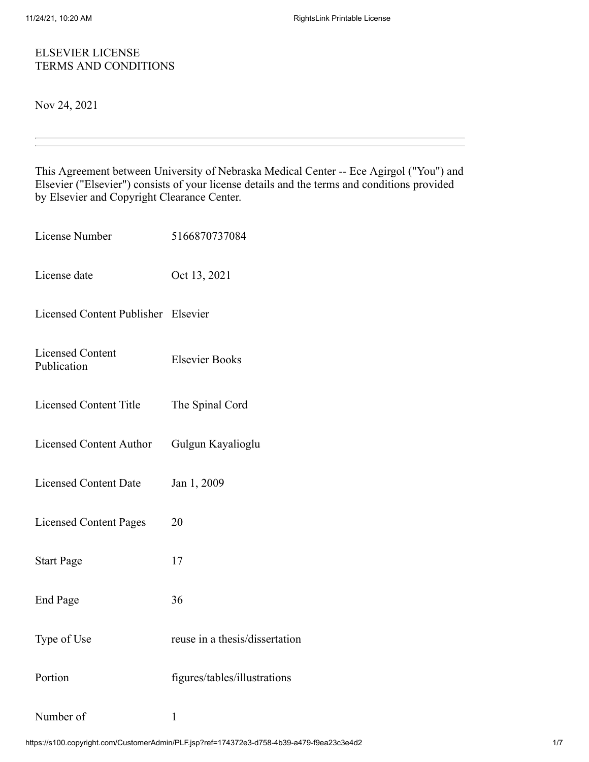ELSEVIER LICENSE
TERMS AND CONDITIONS

Nov 24, 2021

---

This Agreement between University of Nebraska Medical Center -- Ece Agirgol ("You") and Elsevier ("Elsevier") consists of your license details and the terms and conditions provided by Elsevier and Copyright Clearance Center.

| | |
|---|---|
| License Number | 5166870737084 |
| License date | Oct 13, 2021 |
| Licensed Content Publisher | Elsevier |
| Licensed Content Publication | Elsevier Books |
| Licensed Content Title | The Spinal Cord |
| Licensed Content Author | Gulgun Kayalioglu |
| Licensed Content Date | Jan 1, 2009 |
| Licensed Content Pages | 20 |
| Start Page | 17 |
| End Page | 36 |
| Type of Use | reuse in a thesis/dissertation |
| Portion | figures/tables/illustrations |
| Number of | 1 |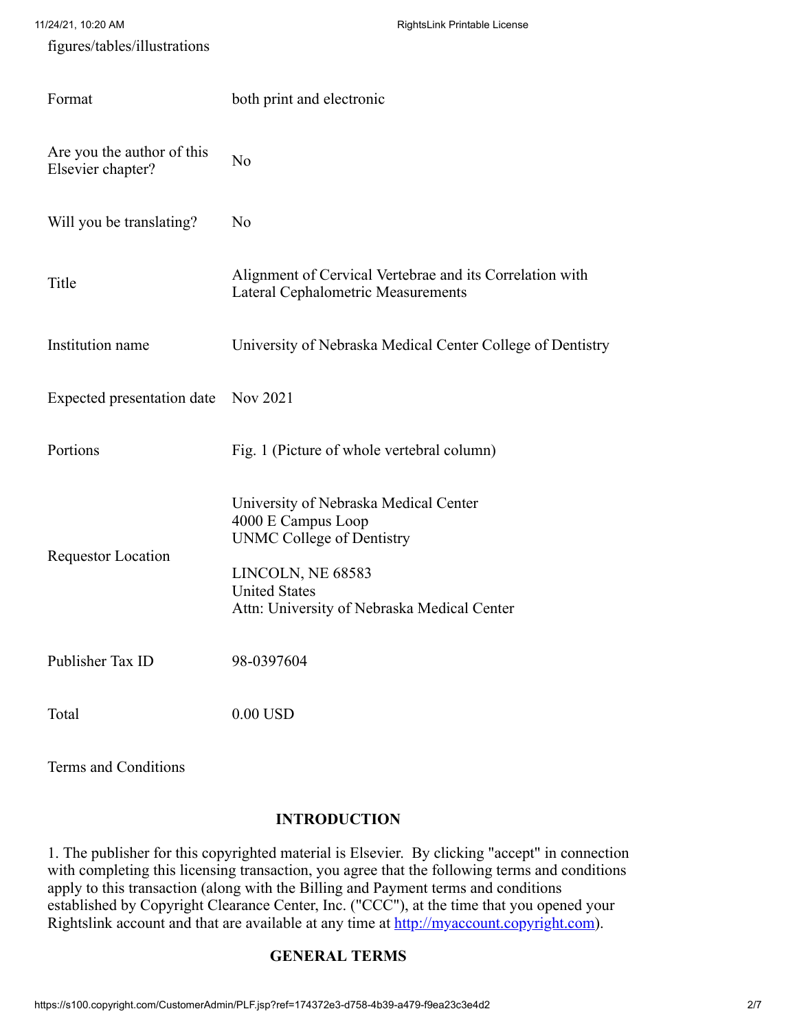figures/tables/illustrations

| | |
|---|---|
| Format | both print and electronic |
| Are you the author of this Elsevier chapter? | No |
| Will you be translating? | No |
| Title | Alignment of Cervical Vertebrae and its Correlation with Lateral Cephalometric Measurements |
| Institution name | University of Nebraska Medical Center College of Dentistry |
| Expected presentation date | Nov 2021 |
| Portions | Fig. 1 (Picture of whole vertebral column) |
| Requestor Location | University of Nebraska Medical Center<br>4000 E Campus Loop<br>UNMC College of Dentistry<br><br>LINCOLN, NE 68583<br>United States<br>Attn: University of Nebraska Medical Center |
| Publisher Tax ID | 98-0397604 |
| Total | 0.00 USD |

Terms and Conditions

## INTRODUCTION

1. The publisher for this copyrighted material is Elsevier. By clicking "accept" in connection with completing this licensing transaction, you agree that the following terms and conditions apply to this transaction (along with the Billing and Payment terms and conditions established by Copyright Clearance Center, Inc. ("CCC"), at the time that you opened your Rightslink account and that are available at any time at [http://myaccount.copyright.com](http://myaccount.copyright.com)).

## GENERAL TERMS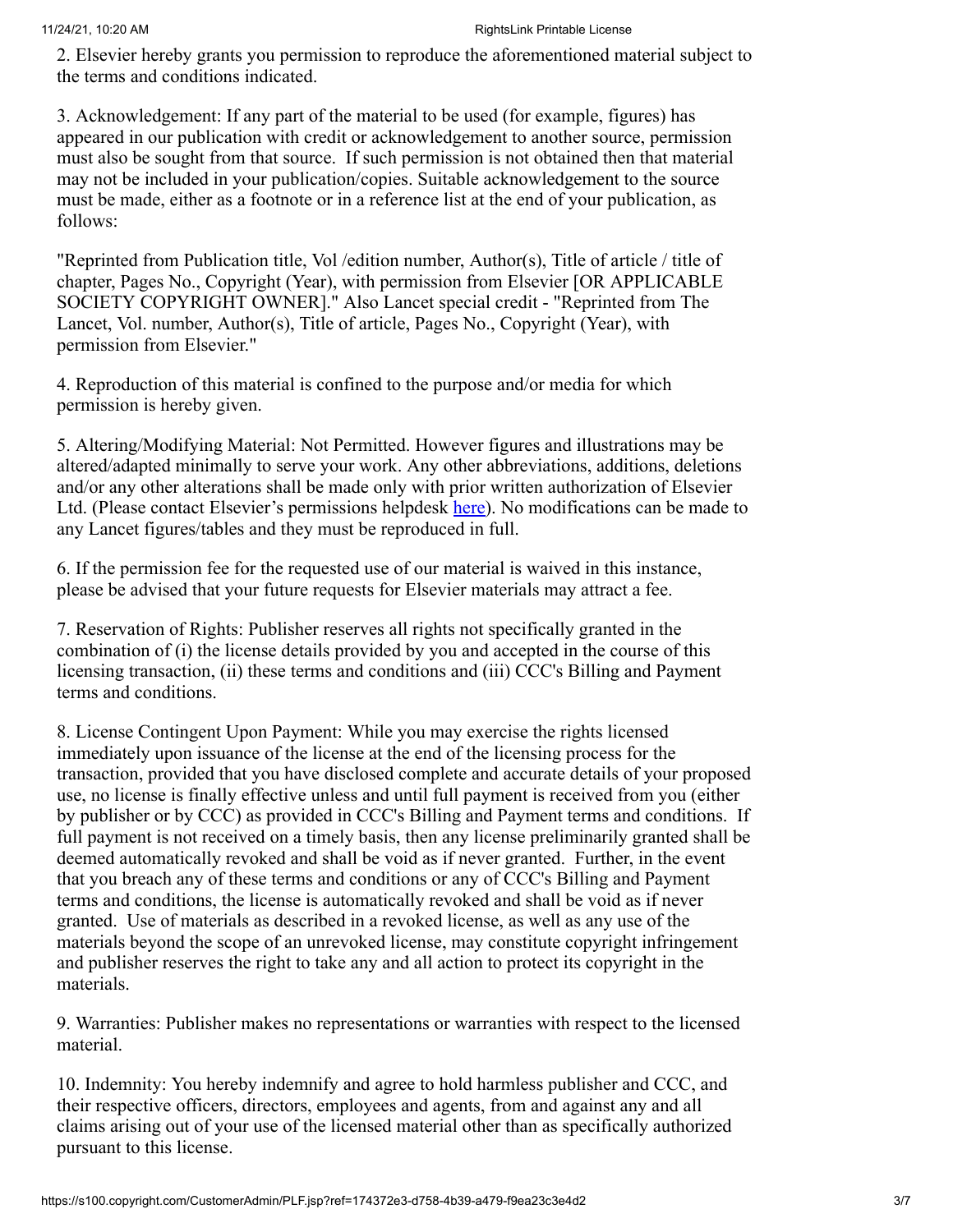2. Elsevier hereby grants you permission to reproduce the aforementioned material subject to the terms and conditions indicated.

3. Acknowledgement: If any part of the material to be used (for example, figures) has appeared in our publication with credit or acknowledgement to another source, permission must also be sought from that source. If such permission is not obtained then that material may not be included in your publication/copies. Suitable acknowledgement to the source must be made, either as a footnote or in a reference list at the end of your publication, as follows:

"Reprinted from Publication title, Vol /edition number, Author(s), Title of article / title of chapter, Pages No., Copyright (Year), with permission from Elsevier [OR APPLICABLE SOCIETY COPYRIGHT OWNER]." Also Lancet special credit - "Reprinted from The Lancet, Vol. number, Author(s), Title of article, Pages No., Copyright (Year), with permission from Elsevier."

4. Reproduction of this material is confined to the purpose and/or media for which permission is hereby given.

5. Altering/Modifying Material: Not Permitted. However figures and illustrations may be altered/adapted minimally to serve your work. Any other abbreviations, additions, deletions and/or any other alterations shall be made only with prior written authorization of Elsevier Ltd. (Please contact Elsevier's permissions helpdesk here). No modifications can be made to any Lancet figures/tables and they must be reproduced in full.

6. If the permission fee for the requested use of our material is waived in this instance, please be advised that your future requests for Elsevier materials may attract a fee.

7. Reservation of Rights: Publisher reserves all rights not specifically granted in the combination of (i) the license details provided by you and accepted in the course of this licensing transaction, (ii) these terms and conditions and (iii) CCC's Billing and Payment terms and conditions.

8. License Contingent Upon Payment: While you may exercise the rights licensed immediately upon issuance of the license at the end of the licensing process for the transaction, provided that you have disclosed complete and accurate details of your proposed use, no license is finally effective unless and until full payment is received from you (either by publisher or by CCC) as provided in CCC's Billing and Payment terms and conditions. If full payment is not received on a timely basis, then any license preliminarily granted shall be deemed automatically revoked and shall be void as if never granted. Further, in the event that you breach any of these terms and conditions or any of CCC's Billing and Payment terms and conditions, the license is automatically revoked and shall be void as if never granted. Use of materials as described in a revoked license, as well as any use of the materials beyond the scope of an unrevoked license, may constitute copyright infringement and publisher reserves the right to take any and all action to protect its copyright in the materials.

9. Warranties: Publisher makes no representations or warranties with respect to the licensed material.

10. Indemnity: You hereby indemnify and agree to hold harmless publisher and CCC, and their respective officers, directors, employees and agents, from and against any and all claims arising out of your use of the licensed material other than as specifically authorized pursuant to this license.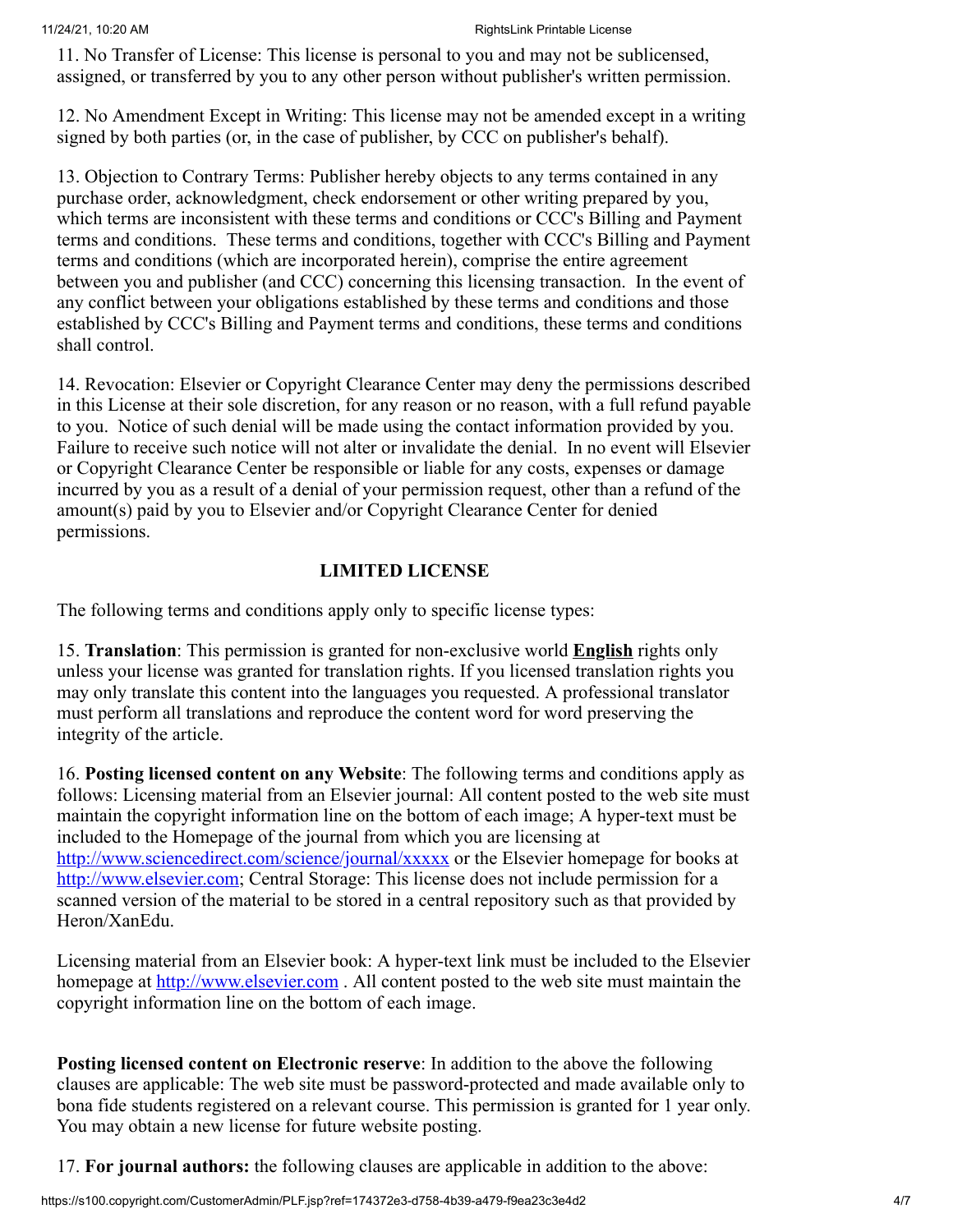11. No Transfer of License: This license is personal to you and may not be sublicensed, assigned, or transferred by you to any other person without publisher's written permission.

12. No Amendment Except in Writing: This license may not be amended except in a writing signed by both parties (or, in the case of publisher, by CCC on publisher's behalf).

13. Objection to Contrary Terms: Publisher hereby objects to any terms contained in any purchase order, acknowledgment, check endorsement or other writing prepared by you, which terms are inconsistent with these terms and conditions or CCC's Billing and Payment terms and conditions. These terms and conditions, together with CCC's Billing and Payment terms and conditions (which are incorporated herein), comprise the entire agreement between you and publisher (and CCC) concerning this licensing transaction. In the event of any conflict between your obligations established by these terms and conditions and those established by CCC's Billing and Payment terms and conditions, these terms and conditions shall control.

14. Revocation: Elsevier or Copyright Clearance Center may deny the permissions described in this License at their sole discretion, for any reason or no reason, with a full refund payable to you. Notice of such denial will be made using the contact information provided by you. Failure to receive such notice will not alter or invalidate the denial. In no event will Elsevier or Copyright Clearance Center be responsible or liable for any costs, expenses or damage incurred by you as a result of a denial of your permission request, other than a refund of the amount(s) paid by you to Elsevier and/or Copyright Clearance Center for denied permissions.

## LIMITED LICENSE

The following terms and conditions apply only to specific license types:

15. **Translation**: This permission is granted for non-exclusive world **English** rights only unless your license was granted for translation rights. If you licensed translation rights you may only translate this content into the languages you requested. A professional translator must perform all translations and reproduce the content word for word preserving the integrity of the article.

16. **Posting licensed content on any Website**: The following terms and conditions apply as follows: Licensing material from an Elsevier journal: All content posted to the web site must maintain the copyright information line on the bottom of each image; A hyper-text must be included to the Homepage of the journal from which you are licensing at http://www.sciencedirect.com/science/journal/xxxxx or the Elsevier homepage for books at http://www.elsevier.com; Central Storage: This license does not include permission for a scanned version of the material to be stored in a central repository such as that provided by Heron/XanEdu.

Licensing material from an Elsevier book: A hyper-text link must be included to the Elsevier homepage at http://www.elsevier.com . All content posted to the web site must maintain the copyright information line on the bottom of each image.

**Posting licensed content on Electronic reserve**: In addition to the above the following clauses are applicable: The web site must be password-protected and made available only to bona fide students registered on a relevant course. This permission is granted for 1 year only. You may obtain a new license for future website posting.

17. **For journal authors:** the following clauses are applicable in addition to the above: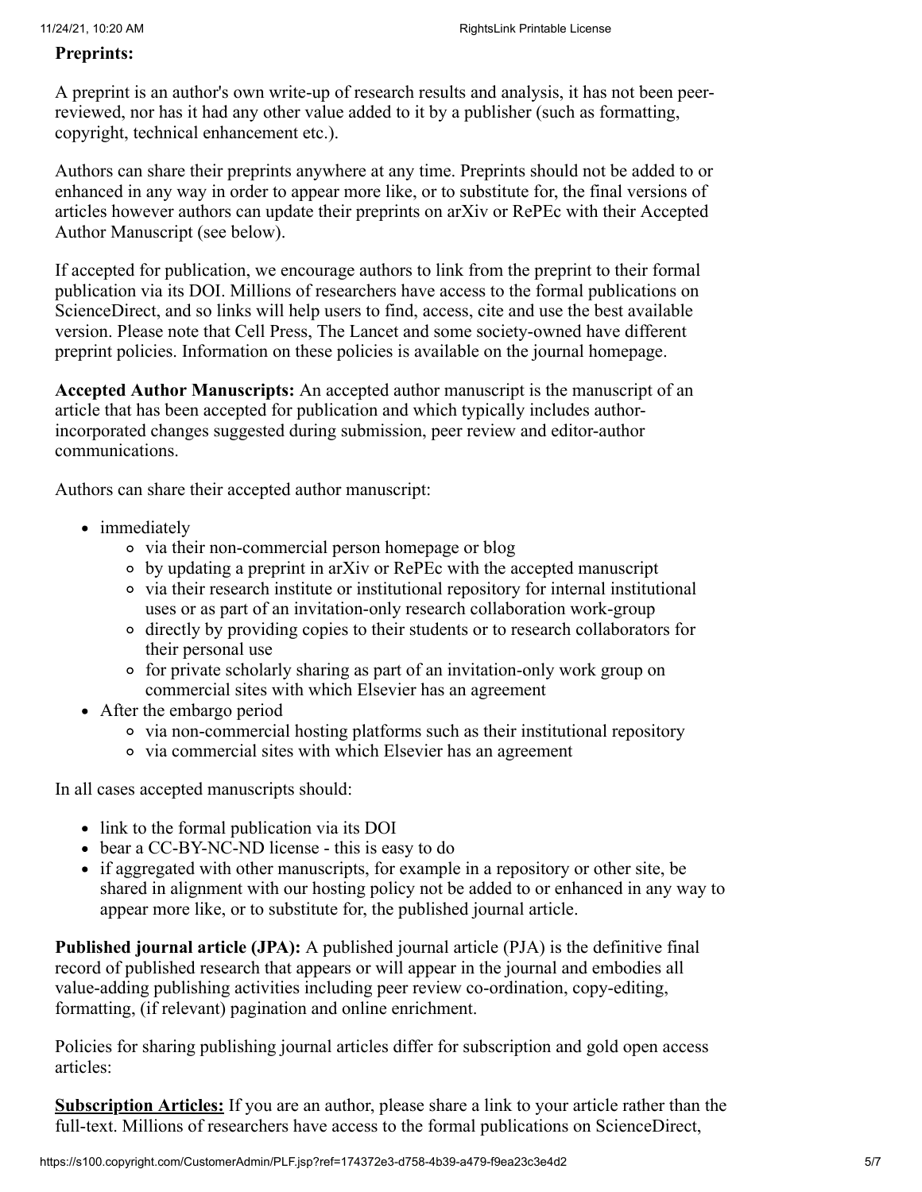**Preprints:**

A preprint is an author's own write-up of research results and analysis, it has not been peer-reviewed, nor has it had any other value added to it by a publisher (such as formatting, copyright, technical enhancement etc.).

Authors can share their preprints anywhere at any time. Preprints should not be added to or enhanced in any way in order to appear more like, or to substitute for, the final versions of articles however authors can update their preprints on arXiv or RePEc with their Accepted Author Manuscript (see below).

If accepted for publication, we encourage authors to link from the preprint to their formal publication via its DOI. Millions of researchers have access to the formal publications on ScienceDirect, and so links will help users to find, access, cite and use the best available version. Please note that Cell Press, The Lancet and some society-owned have different preprint policies. Information on these policies is available on the journal homepage.

**Accepted Author Manuscripts:** An accepted author manuscript is the manuscript of an article that has been accepted for publication and which typically includes author-incorporated changes suggested during submission, peer review and editor-author communications.

Authors can share their accepted author manuscript:

- immediately
  - via their non-commercial person homepage or blog
  - by updating a preprint in arXiv or RePEc with the accepted manuscript
  - via their research institute or institutional repository for internal institutional uses or as part of an invitation-only research collaboration work-group
  - directly by providing copies to their students or to research collaborators for their personal use
  - for private scholarly sharing as part of an invitation-only work group on commercial sites with which Elsevier has an agreement
- After the embargo period
  - via non-commercial hosting platforms such as their institutional repository
  - via commercial sites with which Elsevier has an agreement

In all cases accepted manuscripts should:

- link to the formal publication via its DOI
- bear a CC-BY-NC-ND license - this is easy to do
- if aggregated with other manuscripts, for example in a repository or other site, be shared in alignment with our hosting policy not be added to or enhanced in any way to appear more like, or to substitute for, the published journal article.

**Published journal article (JPA):** A published journal article (PJA) is the definitive final record of published research that appears or will appear in the journal and embodies all value-adding publishing activities including peer review co-ordination, copy-editing, formatting, (if relevant) pagination and online enrichment.

Policies for sharing publishing journal articles differ for subscription and gold open access articles:

**Subscription Articles:** If you are an author, please share a link to your article rather than the full-text. Millions of researchers have access to the formal publications on ScienceDirect,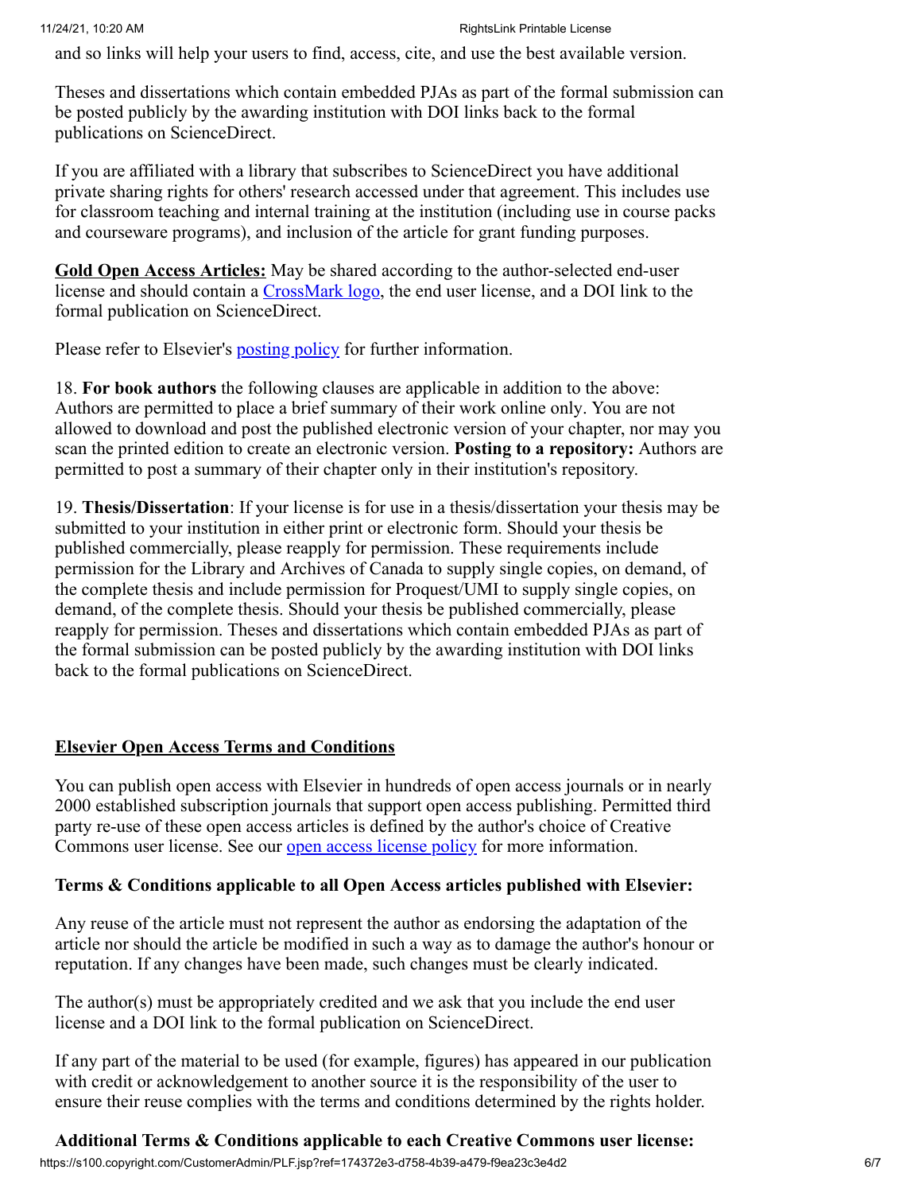and so links will help your users to find, access, cite, and use the best available version.

Theses and dissertations which contain embedded PJAs as part of the formal submission can be posted publicly by the awarding institution with DOI links back to the formal publications on ScienceDirect.

If you are affiliated with a library that subscribes to ScienceDirect you have additional private sharing rights for others' research accessed under that agreement. This includes use for classroom teaching and internal training at the institution (including use in course packs and courseware programs), and inclusion of the article for grant funding purposes.

**Gold Open Access Articles:** May be shared according to the author-selected end-user license and should contain a CrossMark logo, the end user license, and a DOI link to the formal publication on ScienceDirect.

Please refer to Elsevier's posting policy for further information.

18. **For book authors** the following clauses are applicable in addition to the above: Authors are permitted to place a brief summary of their work online only. You are not allowed to download and post the published electronic version of your chapter, nor may you scan the printed edition to create an electronic version. **Posting to a repository:** Authors are permitted to post a summary of their chapter only in their institution's repository.

19. **Thesis/Dissertation**: If your license is for use in a thesis/dissertation your thesis may be submitted to your institution in either print or electronic form. Should your thesis be published commercially, please reapply for permission. These requirements include permission for the Library and Archives of Canada to supply single copies, on demand, of the complete thesis and include permission for Proquest/UMI to supply single copies, on demand, of the complete thesis. Should your thesis be published commercially, please reapply for permission. Theses and dissertations which contain embedded PJAs as part of the formal submission can be posted publicly by the awarding institution with DOI links back to the formal publications on ScienceDirect.

## Elsevier Open Access Terms and Conditions

You can publish open access with Elsevier in hundreds of open access journals or in nearly 2000 established subscription journals that support open access publishing. Permitted third party re-use of these open access articles is defined by the author's choice of Creative Commons user license. See our open access license policy for more information.

**Terms & Conditions applicable to all Open Access articles published with Elsevier:**

Any reuse of the article must not represent the author as endorsing the adaptation of the article nor should the article be modified in such a way as to damage the author's honour or reputation. If any changes have been made, such changes must be clearly indicated.

The author(s) must be appropriately credited and we ask that you include the end user license and a DOI link to the formal publication on ScienceDirect.

If any part of the material to be used (for example, figures) has appeared in our publication with credit or acknowledgement to another source it is the responsibility of the user to ensure their reuse complies with the terms and conditions determined by the rights holder.

**Additional Terms & Conditions applicable to each Creative Commons user license:**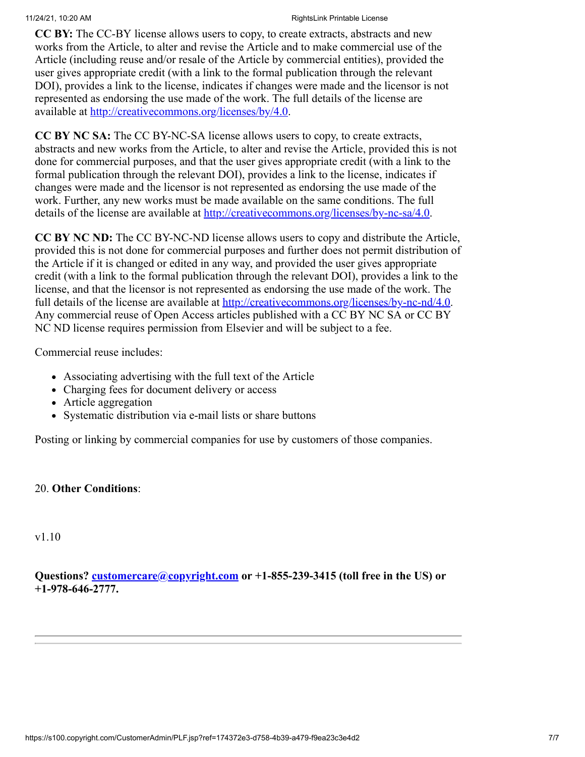**CC BY:** The CC-BY license allows users to copy, to create extracts, abstracts and new works from the Article, to alter and revise the Article and to make commercial use of the Article (including reuse and/or resale of the Article by commercial entities), provided the user gives appropriate credit (with a link to the formal publication through the relevant DOI), provides a link to the license, indicates if changes were made and the licensor is not represented as endorsing the use made of the work. The full details of the license are available at [http://creativecommons.org/licenses/by/4.0](http://creativecommons.org/licenses/by/4.0).

**CC BY NC SA:** The CC BY-NC-SA license allows users to copy, to create extracts, abstracts and new works from the Article, to alter and revise the Article, provided this is not done for commercial purposes, and that the user gives appropriate credit (with a link to the formal publication through the relevant DOI), provides a link to the license, indicates if changes were made and the licensor is not represented as endorsing the use made of the work. Further, any new works must be made available on the same conditions. The full details of the license are available at [http://creativecommons.org/licenses/by-nc-sa/4.0](http://creativecommons.org/licenses/by-nc-sa/4.0).

**CC BY NC ND:** The CC BY-NC-ND license allows users to copy and distribute the Article, provided this is not done for commercial purposes and further does not permit distribution of the Article if it is changed or edited in any way, and provided the user gives appropriate credit (with a link to the formal publication through the relevant DOI), provides a link to the license, and that the licensor is not represented as endorsing the use made of the work. The full details of the license are available at [http://creativecommons.org/licenses/by-nc-nd/4.0](http://creativecommons.org/licenses/by-nc-nd/4.0). Any commercial reuse of Open Access articles published with a CC BY NC SA or CC BY NC ND license requires permission from Elsevier and will be subject to a fee.

Commercial reuse includes:

- Associating advertising with the full text of the Article
- Charging fees for document delivery or access
- Article aggregation
- Systematic distribution via e-mail lists or share buttons

Posting or linking by commercial companies for use by customers of those companies.

20. **Other Conditions**:

v1.10

**Questions? [customercare@copyright.com](mailto:customercare@copyright.com) or +1-855-239-3415 (toll free in the US) or +1-978-646-2777.**